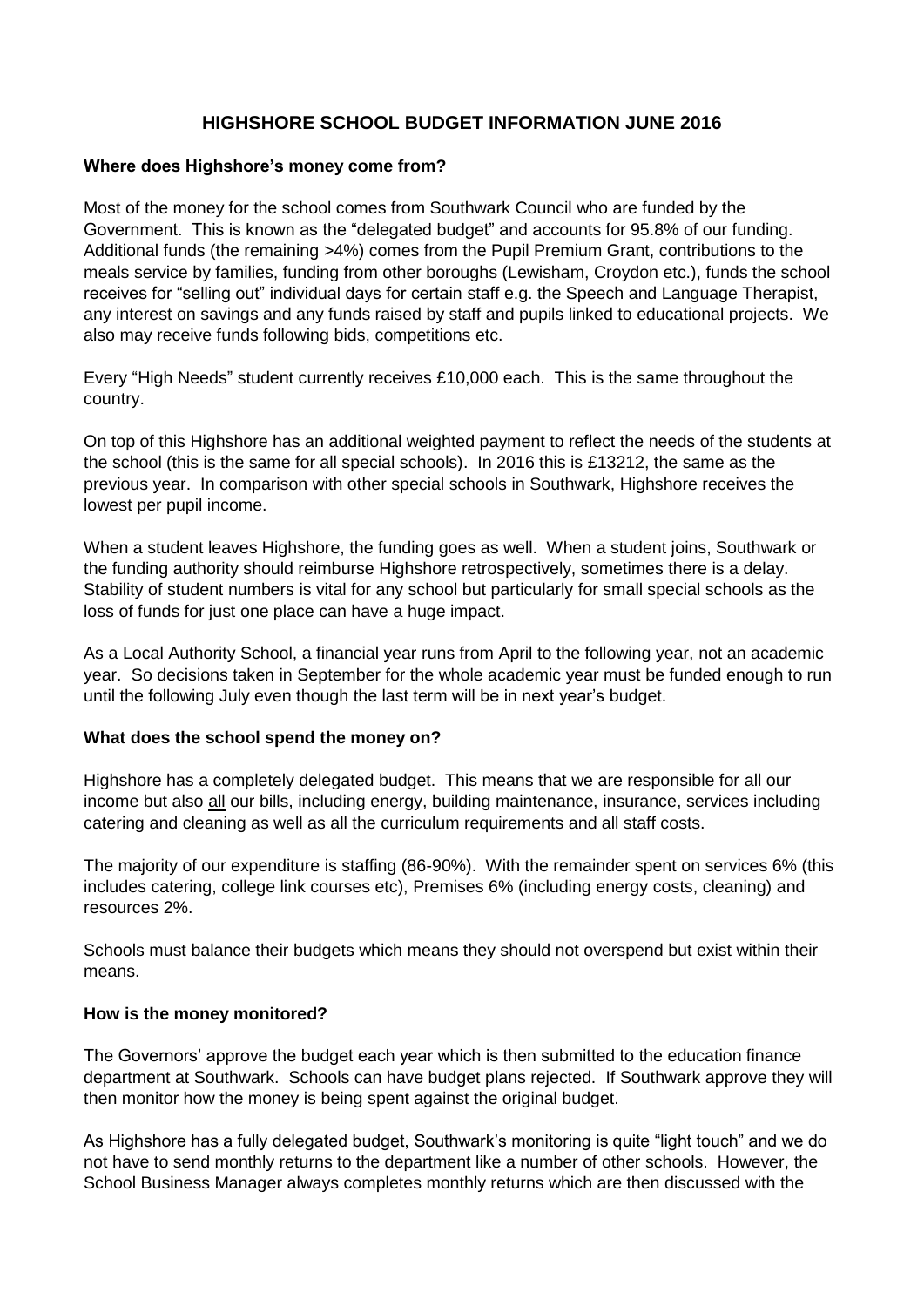# HIGHSHORE SCHOOL BUDGET INFORMATION JUNE 2016

### Where does Highshore's money come from?

Most of the money for the school comes from Southwark Council who are funded by the Government. This is known as the "delegated budget" and accounts for 95.8% of our funding. Additional funds (the remaining >4%) comes from the Pupil Premium Grant, contributions to the meals service by families, funding from other boroughs (Lewisham, Croydon etc.), funds the school receives for "selling out" individual days for certain staff e.g. the Speech and Language Therapist, any interest on savings and any funds raised by staff and pupils linked to educational projects. We also may receive funds following bids, competitions etc.

Every "High Needs" student currently receives £10,000 each. This is the same throughout the country.

On top of this Highshore has an additional weighted payment to reflect the needs of the students at the school (this is the same for all special schools). In 2016 this is £13212, the same as the previous year. In comparison with other special schools in Southwark, Highshore receives the lowest per pupil income.

When a student leaves Highshore, the funding goes as well. When a student joins, Southwark or the funding authority should reimburse Highshore retrospectively, sometimes there is a delay. Stability of student numbers is vital for any school but particularly for small special schools as the loss of funds for just one place can have a huge impact.

As a Local Authority School, a financial year runs from April to the following year, not an academic year. So decisions taken in September for the whole academic year must be funded enough to run until the following July even though the last term will be in next year's budget.

### What does the school spend the money on?

Highshore has a completely delegated budget. This means that we are responsible for all our income but also all our bills, including energy, building maintenance, insurance, services including catering and cleaning as well as all the curriculum requirements and all staff costs.

The majority of our expenditure is staffing (86-90%). With the remainder spent on services 6% (this includes catering, college link courses etc), Premises 6% (including energy costs, cleaning) and resources 2%.

Schools must balance their budgets which means they should not overspend but exist within their means.

### How is the money monitored?

The Governors' approve the budget each year which is then submitted to the education finance department at Southwark. Schools can have budget plans rejected. If Southwark approve they will then monitor how the money is being spent against the original budget.

As Highshore has a fully delegated budget, Southwark's monitoring is quite "light touch" and we do not have to send monthly returns to the department like a number of other schools. However, the School Business Manager always completes monthly returns which are then discussed with the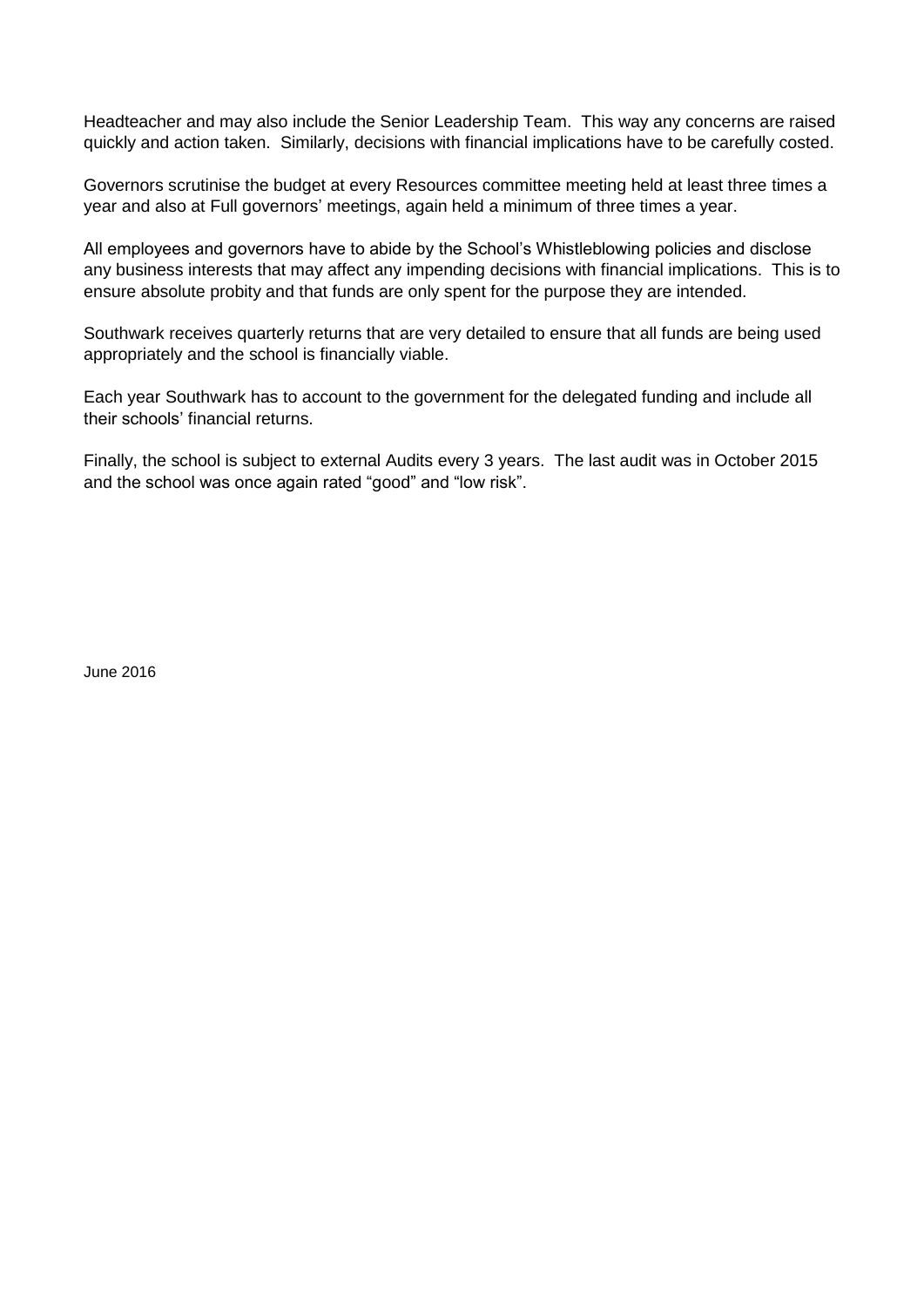Headteacher and may also include the Senior Leadership Team. This way any concerns are raised quickly and action taken. Similarly, decisions with financial implications have to be carefully costed.

Governors scrutinise the budget at every Resources committee meeting held at least three times a year and also at Full governors' meetings, again held a minimum of three times a year.

All employees and governors have to abide by the School's Whistleblowing policies and disclose any business interests that may affect any impending decisions with financial implications. This is to ensure absolute probity and that funds are only spent for the purpose they are intended.

Southwark receives quarterly returns that are very detailed to ensure that all funds are being used appropriately and the school is financially viable.

Each year Southwark has to account to the government for the delegated funding and include all their schools' financial returns.

Finally, the school is subject to external Audits every 3 years. The last audit was in October 2015 and the school was once again rated "good" and "low risk".

June 2016